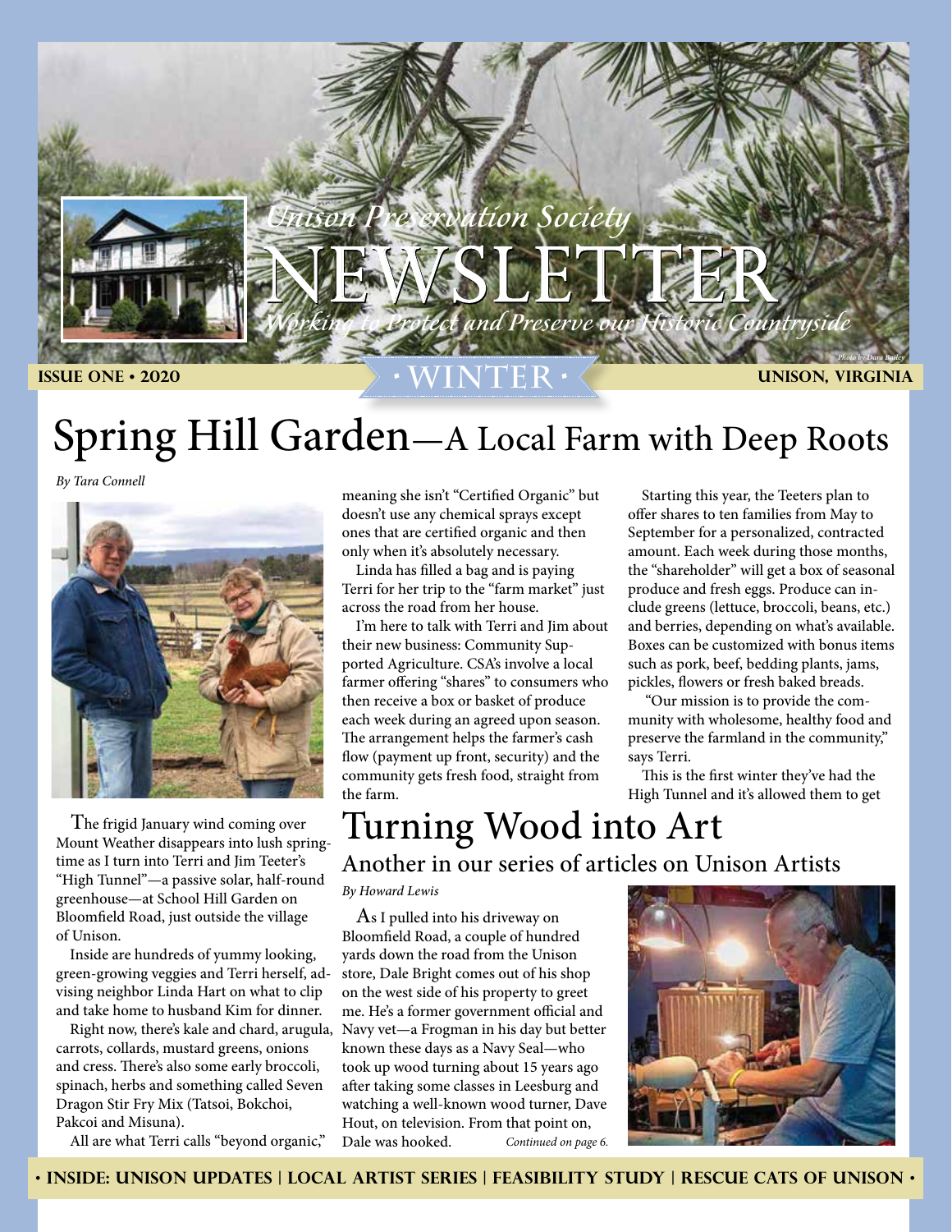*Unison Preservation Society*

# NEWSLETTER

*Working to Protect and Preserve our Historic Countryside*

Photo by Dara Bailey

**ISSUE ONE • 2020** · WINTER · **UNISON, VIRGINIA**

# Spring Hill Garden—A Local Farm with Deep Roots

*By Tara Connell*

The frigid January wind coming over Mount Weather disappears into lush springtime as I turn into Terri and Jim Teeter's "High Tunnel"—a passive solar, half-round greenhouse—at School Hill Garden on Bloomfield Road, just outside the village of Unison.

Inside are hundreds of yummy looking, green-growing veggies and Terri herself, advising neighbor Linda Hart on what to clip and take home to husband Kim for dinner.

Right now, there's kale and chard, arugula, carrots, collards, mustard greens, onions and cress. There's also some early broccoli, spinach, herbs and something called Seven Dragon Stir Fry Mix (Tatsoi, Bokchoi, Pakcoi and Misuna).

All are what Terri calls "beyond organic," meaning she isn't "Certified Organic" but doesn't use any chemical sprays except ones that are certified organic and then only when it's absolutely necessary.

Linda has filled a bag and is paying Terri for her trip to the "farm market" just across the road from her house.

I'm here to talk with Terri and Jim about their new business: Community Supported Agriculture. CSA's involve a local farmer offering "shares" to consumers who then receive a box or basket of produce each week during an agreed upon season. The arrangement helps the farmer's cash flow (payment up front, security) and the community gets fresh food, straight from the farm.

Starting this year, the Teeters plan to offer shares to ten families from May to September for a personalized, contracted amount. Each week during those months, the "shareholder" will get a box of seasonal produce and fresh eggs. Produce can include greens (lettuce, broccoli, beans, etc.) and berries, depending on what's available. Boxes can be customized with bonus items such as pork, beef, bedding plants, jams, pickles, flowers or fresh baked breads.

"Our mission is to provide the community with wholesome, healthy food and preserve the farmland in the community," says Terri.

This is the first winter they've had the High Tunnel and it's allowed them to get

# Turning Wood into Art

## Another in our series of articles on Unison Artists

*By Howard Lewis*

As I pulled into his driveway on Bloomfield Road, a couple of hundred yards down the road from the Unison store, Dale Bright comes out of his shop on the west side of his property to greet me. He's a former government official and Navy vet—a Frogman in his day but better known these days as a Navy Seal—who took up wood turning about 15 years ago after taking some classes in Leesburg and watching a well-known wood turner, Dave Hout, on television. From that point on, Dale was hooked. *Continued on page 6.*

**• INSIDE: UNISON UPDATES | LOCAL ARTIST SERIES | FEASIBILITY STUDY | RESCUE CATS OF UNISON •**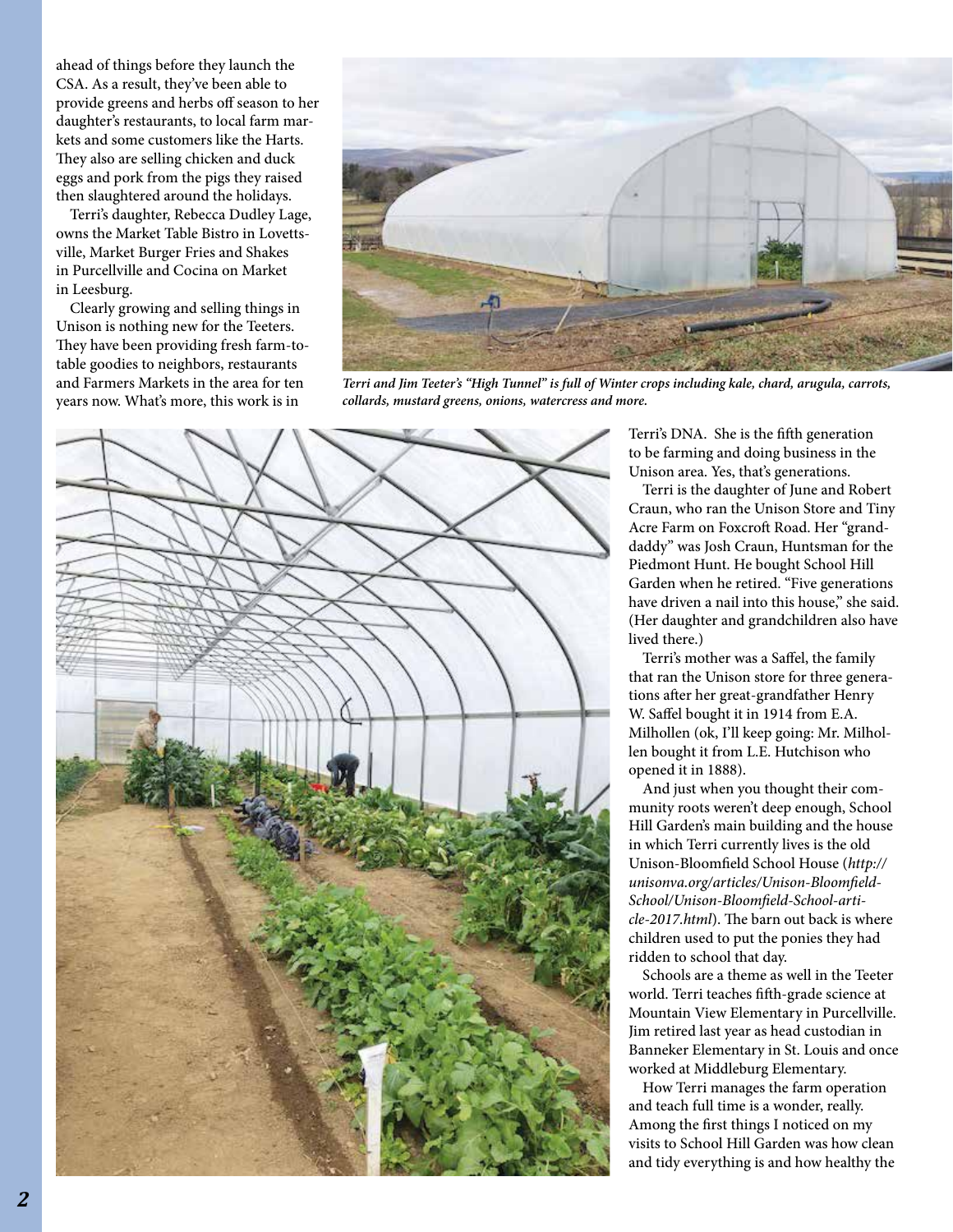ahead of things before they launch the CSA. As a result, they've been able to provide greens and herbs off season to her daughter's restaurants, to local farm markets and some customers like the Harts. They also are selling chicken and duck eggs and pork from the pigs they raised then slaughtered around the holidays.

Terri's daughter, Rebecca Dudley Lage, owns the Market Table Bistro in Lovettsville, Market Burger Fries and Shakes in Purcellville and Cocina on Market in Leesburg.

Clearly growing and selling things in Unison is nothing new for the Teeters. They have been providing fresh farm-to-table goodies to neighbors, restaurants and Farmers Markets in the area for ten years now. What's more, this work is in Terri's DNA. She is the fifth generation to be farming and doing business in the Unison area. Yes, that's generations.

*Terri and Jim Teeter's "High Tunnel" is full of Winter crops including kale, chard, arugula, carrots, collards, mustard greens, onions, watercress and more.*

Terri is the daughter of June and Robert Craun, who ran the Unison Store and Tiny Acre Farm on Foxcroft Road. Her "granddaddy" was Josh Craun, Huntsman for the Piedmont Hunt. He bought School Hill Garden when he retired. "Five generations have driven a nail into this house," she said. (Her daughter and grandchildren also have lived there.)

Terri's mother was a Saffel, the family that ran the Unison store for three generations after her great-grandfather Henry W. Saffel bought it in 1914 from E.A. Milhollen (ok, I'll keep going: Mr. Milhollen bought it from L.E. Hutchison who opened it in 1888).

And just when you thought their community roots weren't deep enough, School Hill Garden's main building and the house in which Terri currently lives is the old Unison-Bloomfield School House (*http://unisonva.org/articles/Unison-Bloomfield-School/Unison-Bloomfield-School-article-2017.html*). The barn out back is where children used to put the ponies they had ridden to school that day.

Schools are a theme as well in the Teeter world. Terri teaches fifth-grade science at Mountain View Elementary in Purcellville. Jim retired last year as head custodian in Banneker Elementary in St. Louis and once worked at Middleburg Elementary.

How Terri manages the farm operation and teach full time is a wonder, really. Among the first things I noticed on my visits to School Hill Garden was how clean and tidy everything is and how healthy the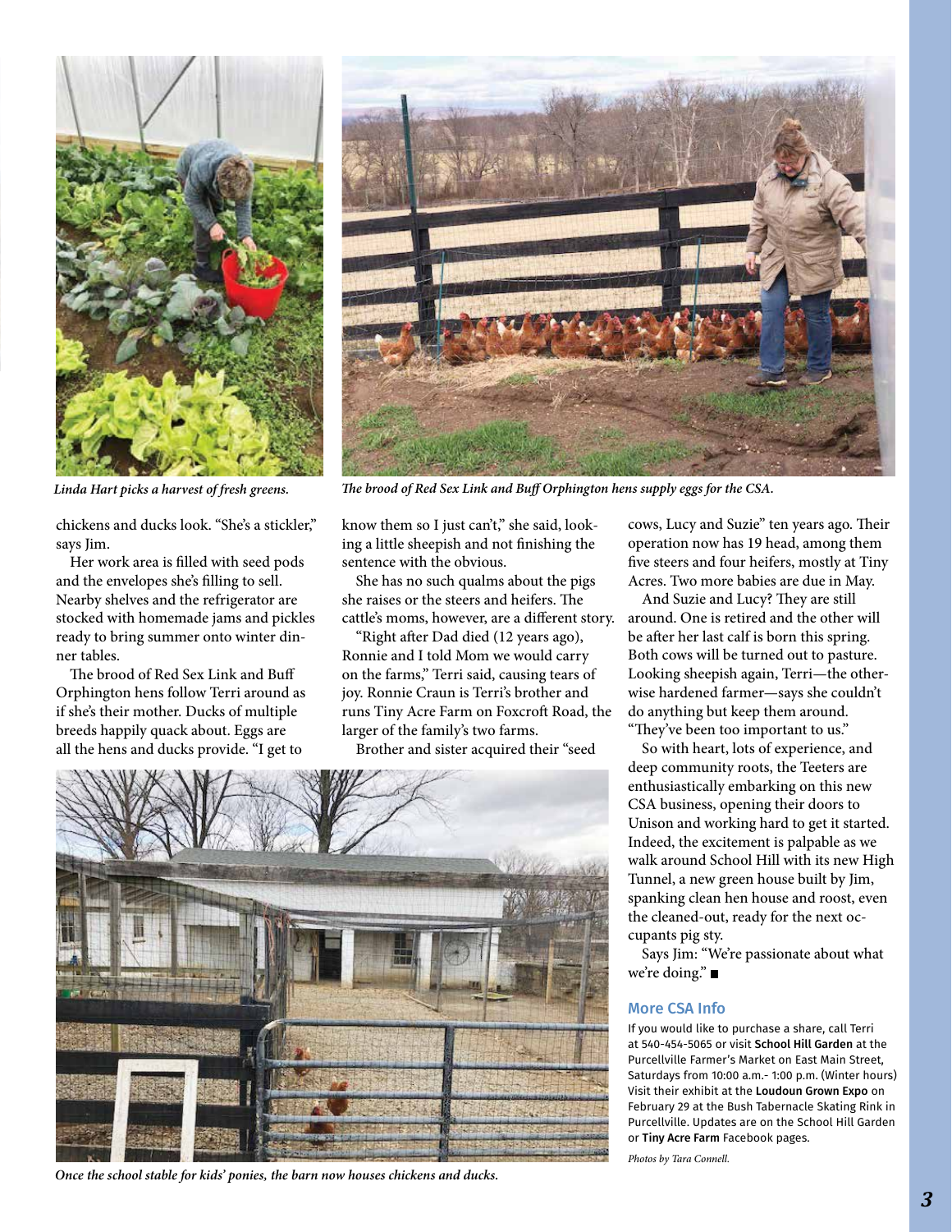*Linda Hart picks a harvest of fresh greens.*

*The brood of Red Sex Link and Buff Orphington hens supply eggs for the CSA.*

chickens and ducks look. "She's a stickler," says Jim.

Her work area is filled with seed pods and the envelopes she's filling to sell. Nearby shelves and the refrigerator are stocked with homemade jams and pickles ready to bring summer onto winter dinner tables.

The brood of Red Sex Link and Buff Orphington hens follow Terri around as if she's their mother. Ducks of multiple breeds happily quack about. Eggs are all the hens and ducks provide. "I get to know them so I just can't," she said, looking a little sheepish and not finishing the sentence with the obvious.

She has no such qualms about the pigs she raises or the steers and heifers. The cattle's moms, however, are a different story.

"Right after Dad died (12 years ago), Ronnie and I told Mom we would carry on the farms," Terri said, causing tears of joy. Ronnie Craun is Terri's brother and runs Tiny Acre Farm on Foxcroft Road, the larger of the family's two farms.

Brother and sister acquired their "seed cows, Lucy and Suzie" ten years ago. Their operation now has 19 head, among them five steers and four heifers, mostly at Tiny Acres. Two more babies are due in May.

And Suzie and Lucy? They are still around. One is retired and the other will be after her last calf is born this spring. Both cows will be turned out to pasture. Looking sheepish again, Terri—the otherwise hardened farmer—says she couldn't do anything but keep them around. "They've been too important to us."

So with heart, lots of experience, and deep community roots, the Teeters are enthusiastically embarking on this new CSA business, opening their doors to Unison and working hard to get it started. Indeed, the excitement is palpable as we walk around School Hill with its new High Tunnel, a new green house built by Jim, spanking clean hen house and roost, even the cleaned-out, ready for the next occupants pig sty.

Says Jim: "We're passionate about what we're doing." ■

*Once the school stable for kids' ponies, the barn now houses chickens and ducks.*

### More CSA Info

If you would like to purchase a share, call Terri at 540-454-5065 or visit **School Hill Garden** at the Purcellville Farmer's Market on East Main Street, Saturdays from 10:00 a.m.- 1:00 p.m. (Winter hours) Visit their exhibit at the **Loudoun Grown Expo** on February 29 at the Bush Tabernacle Skating Rink in Purcellville. Updates are on the School Hill Garden or **Tiny Acre Farm** Facebook pages.

*Photos by Tara Connell.*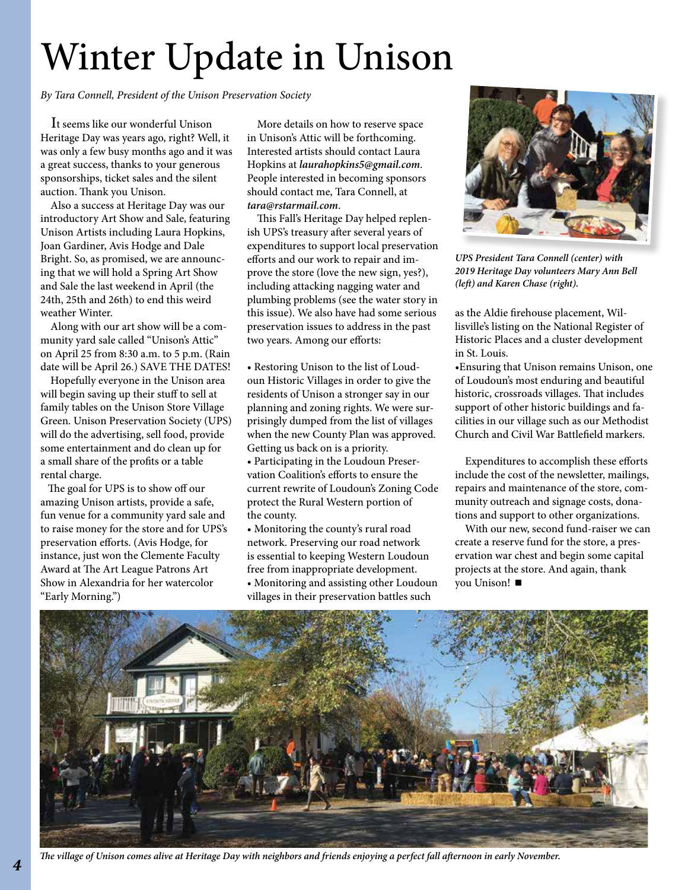# Winter Update in Unison

*By Tara Connell, President of the Unison Preservation Society*

It seems like our wonderful Unison Heritage Day was years ago, right? Well, it was only a few busy months ago and it was a great success, thanks to your generous sponsorships, ticket sales and the silent auction. Thank you Unison.

Also a success at Heritage Day was our introductory Art Show and Sale, featuring Unison Artists including Laura Hopkins, Joan Gardiner, Avis Hodge and Dale Bright. So, as promised, we are announcing that we will hold a Spring Art Show and Sale the last weekend in April (the 24th, 25th and 26th) to end this weird weather Winter.

Along with our art show will be a community yard sale called "Unison's Attic" on April 25 from 8:30 a.m. to 5 p.m. (Rain date will be April 26.) SAVE THE DATES!

Hopefully everyone in the Unison area will begin saving up their stuff to sell at family tables on the Unison Store Village Green. Unison Preservation Society (UPS) will do the advertising, sell food, provide some entertainment and do clean up for a small share of the profits or a table rental charge.

The goal for UPS is to show off our amazing Unison artists, provide a safe, fun venue for a community yard sale and to raise money for the store and for UPS's preservation efforts. (Avis Hodge, for instance, just won the Clemente Faculty Award at The Art League Patrons Art Show in Alexandria for her watercolor "Early Morning.")

More details on how to reserve space in Unison's Attic will be forthcoming. Interested artists should contact Laura Hopkins at ***laurahopkins5@gmail.com***. People interested in becoming sponsors should contact me, Tara Connell, at ***tara@rstarmail.com***.

This Fall's Heritage Day helped replenish UPS's treasury after several years of expenditures to support local preservation efforts and our work to repair and improve the store (love the new sign, yes?), including attacking nagging water and plumbing problems (see the water story in this issue). We also have had some serious preservation issues to address in the past two years. Among our efforts:

- Restoring Unison to the list of Loudoun Historic Villages in order to give the residents of Unison a stronger say in our planning and zoning rights. We were surprisingly dumped from the list of villages when the new County Plan was approved. Getting us back on is a priority.
- Participating in the Loudoun Preservation Coalition's efforts to ensure the current rewrite of Loudoun's Zoning Code protect the Rural Western portion of the county.
- Monitoring the county's rural road network. Preserving our road network is essential to keeping Western Loudoun free from inappropriate development.
- Monitoring and assisting other Loudoun villages in their preservation battles such as the Aldie firehouse placement, Willisville's listing on the National Register of Historic Places and a cluster development in St. Louis.
- Ensuring that Unison remains Unison, one of Loudoun's most enduring and beautiful historic, crossroads villages. That includes support of other historic buildings and facilities in our village such as our Methodist Church and Civil War Battlefield markers.

***UPS President Tara Connell (center) with 2019 Heritage Day volunteers Mary Ann Bell (left) and Karen Chase (right).***

Expenditures to accomplish these efforts include the cost of the newsletter, mailings, repairs and maintenance of the store, community outreach and signage costs, donations and support to other organizations.

With our new, second fund-raiser we can create a reserve fund for the store, a preservation war chest and begin some capital projects at the store. And again, thank you Unison! ■

***The village of Unison comes alive at Heritage Day with neighbors and friends enjoying a perfect fall afternoon in early November.***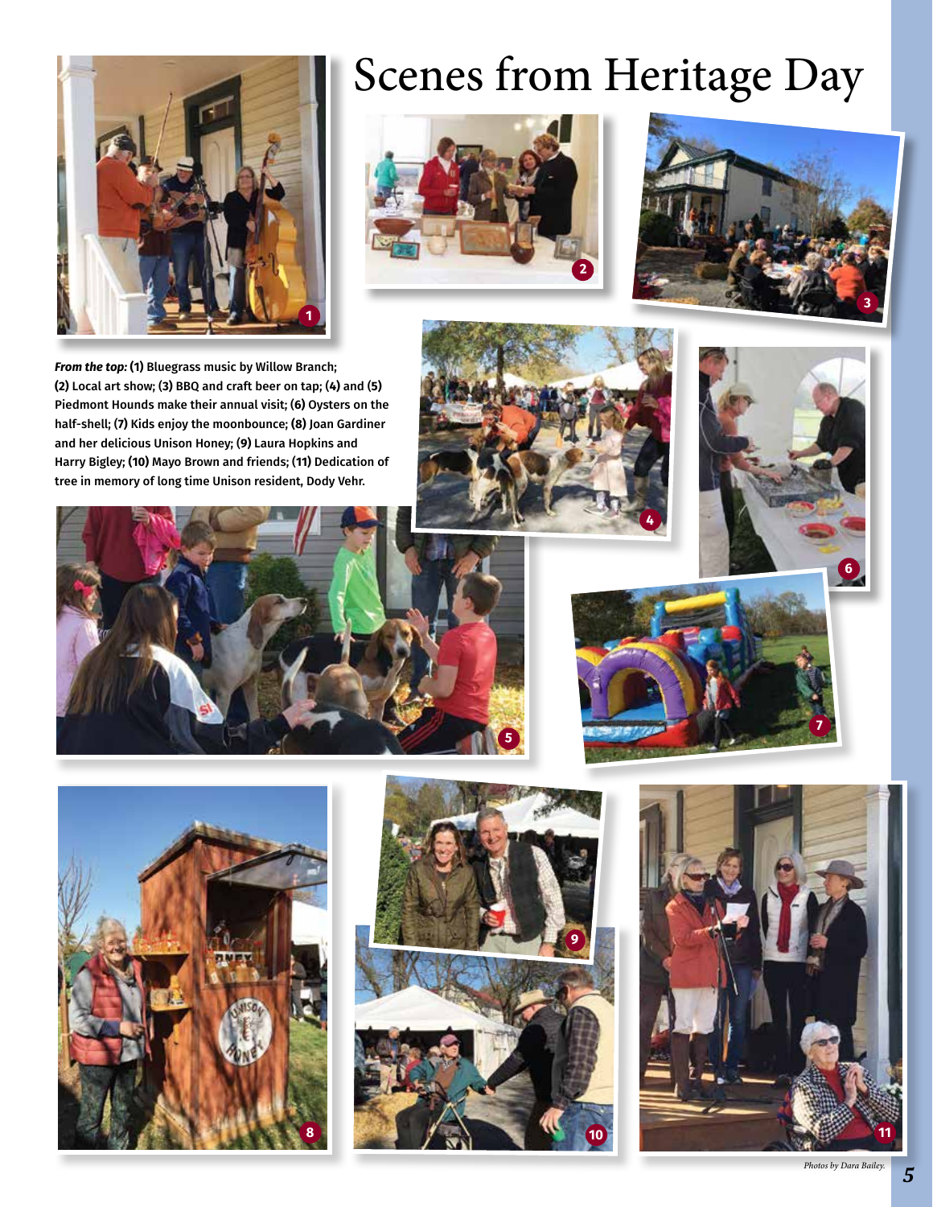# Scenes from Heritage Day

***From the top:*** **(1)** Bluegrass music by Willow Branch; **(2)** Local art show; **(3)** BBQ and craft beer on tap; **(4)** and **(5)** Piedmont Hounds make their annual visit; **(6)** Oysters on the half-shell; **(7)** Kids enjoy the moonbounce; **(8)** Joan Gardiner and her delicious Unison Honey; **(9)** Laura Hopkins and Harry Bigley; **(10)** Mayo Brown and friends; **(11)** Dedication of tree in memory of long time Unison resident, Dody Vehr.

*Photos by Dara Bailey.*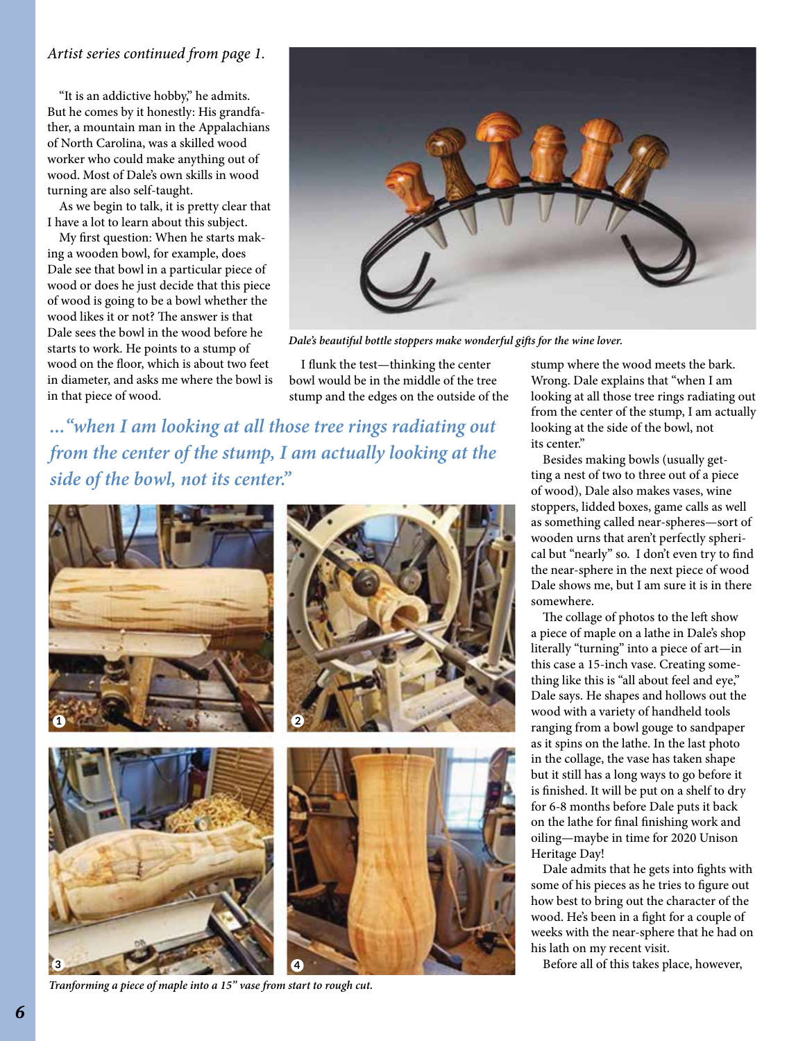*Artist series continued from page 1.*

"It is an addictive hobby," he admits. But he comes by it honestly: His grandfather, a mountain man in the Appalachians of North Carolina, was a skilled wood worker who could make anything out of wood. Most of Dale's own skills in wood turning are also self-taught.

As we begin to talk, it is pretty clear that I have a lot to learn about this subject.

My first question: When he starts making a wooden bowl, for example, does Dale see that bowl in a particular piece of wood or does he just decide that this piece of wood is going to be a bowl whether the wood likes it or not? The answer is that Dale sees the bowl in the wood before he starts to work. He points to a stump of wood on the floor, which is about two feet in diameter, and asks me where the bowl is in that piece of wood.

*Dale's beautiful bottle stoppers make wonderful gifts for the wine lover.*

I flunk the test—thinking the center bowl would be in the middle of the tree stump and the edges on the outside of the stump where the wood meets the bark. Wrong. Dale explains that "when I am looking at all those tree rings radiating out from the center of the stump, I am actually looking at the side of the bowl, not its center."

***…"when I am looking at all those tree rings radiating out from the center of the stump, I am actually looking at the side of the bowl, not its center."***

Besides making bowls (usually getting a nest of two to three out of a piece of wood), Dale also makes vases, wine stoppers, lidded boxes, game calls as well as something called near-spheres—sort of wooden urns that aren't perfectly spherical but "nearly" so. I don't even try to find the near-sphere in the next piece of wood Dale shows me, but I am sure it is in there somewhere.

The collage of photos to the left show a piece of maple on a lathe in Dale's shop literally "turning" into a piece of art—in this case a 15-inch vase. Creating something like this is "all about feel and eye," Dale says. He shapes and hollows out the wood with a variety of handheld tools ranging from a bowl gouge to sandpaper as it spins on the lathe. In the last photo in the collage, the vase has taken shape but it still has a long ways to go before it is finished. It will be put on a shelf to dry for 6-8 months before Dale puts it back on the lathe for final finishing work and oiling—maybe in time for 2020 Unison Heritage Day!

Dale admits that he gets into fights with some of his pieces as he tries to figure out how best to bring out the character of the wood. He's been in a fight for a couple of weeks with the near-sphere that he had on his lath on my recent visit.

Before all of this takes place, however,

*Tranforming a piece of maple into a 15" vase from start to rough cut.*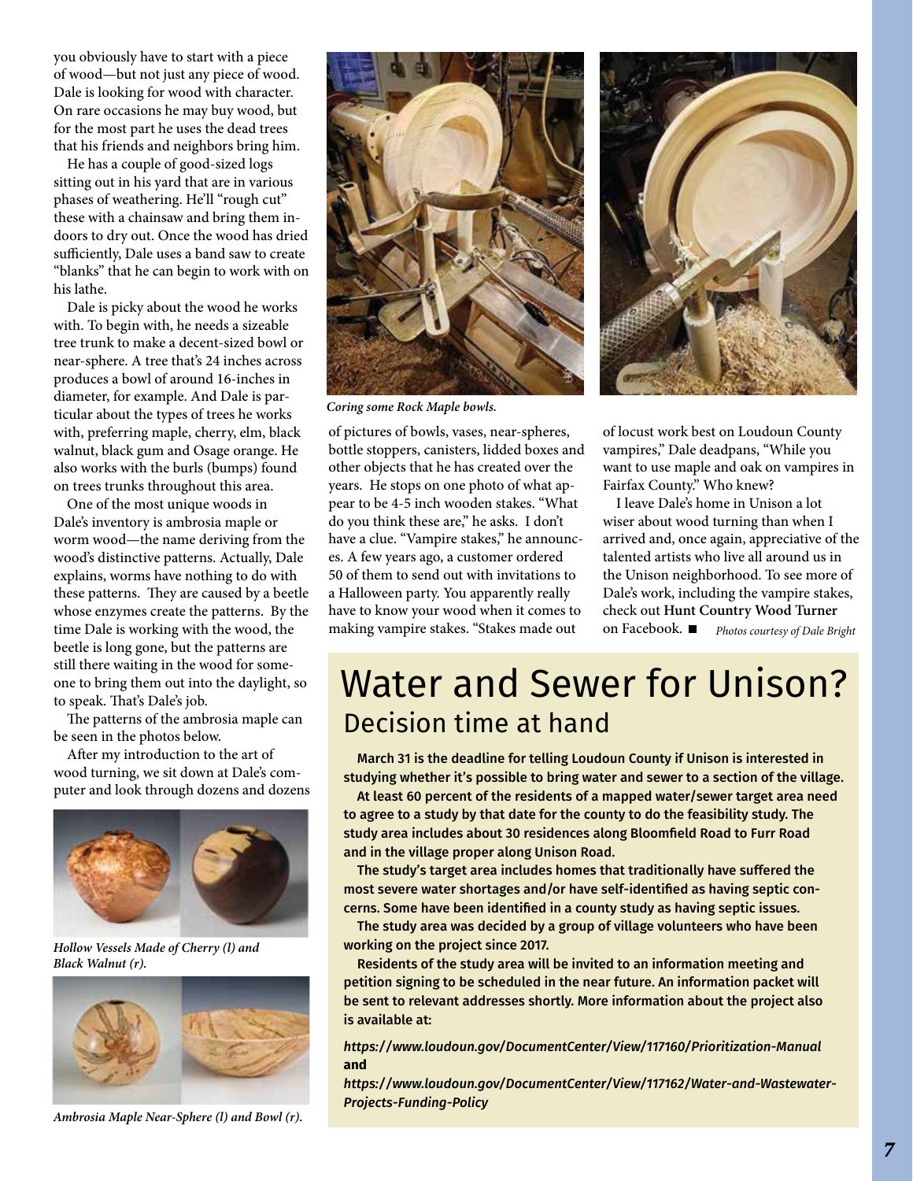you obviously have to start with a piece of wood—but not just any piece of wood. Dale is looking for wood with character. On rare occasions he may buy wood, but for the most part he uses the dead trees that his friends and neighbors bring him.

He has a couple of good-sized logs sitting out in his yard that are in various phases of weathering. He'll "rough cut" these with a chainsaw and bring them indoors to dry out. Once the wood has dried sufficiently, Dale uses a band saw to create "blanks" that he can begin to work with on his lathe.

Dale is picky about the wood he works with. To begin with, he needs a sizeable tree trunk to make a decent-sized bowl or near-sphere. A tree that's 24 inches across produces a bowl of around 16-inches in diameter, for example. And Dale is particular about the types of trees he works with, preferring maple, cherry, elm, black walnut, black gum and Osage orange. He also works with the burls (bumps) found on trees trunks throughout this area.

One of the most unique woods in Dale's inventory is ambrosia maple or worm wood—the name deriving from the wood's distinctive patterns. Actually, Dale explains, worms have nothing to do with these patterns. They are caused by a beetle whose enzymes create the patterns. By the time Dale is working with the wood, the beetle is long gone, but the patterns are still there waiting in the wood for someone to bring them out into the daylight, so to speak. That's Dale's job.

The patterns of the ambrosia maple can be seen in the photos below.

After my introduction to the art of wood turning, we sit down at Dale's computer and look through dozens and dozens of pictures of bowls, vases, near-spheres, bottle stoppers, canisters, lidded boxes and other objects that he has created over the years. He stops on one photo of what appear to be 4-5 inch wooden stakes. "What do you think these are," he asks. I don't have a clue. "Vampire stakes," he announces. A few years ago, a customer ordered 50 of them to send out with invitations to a Halloween party. You apparently really have to know your wood when it comes to making vampire stakes. "Stakes made out of locust work best on Loudoun County vampires," Dale deadpans, "While you want to use maple and oak on vampires in Fairfax County." Who knew?

I leave Dale's home in Unison a lot wiser about wood turning than when I arrived and, once again, appreciative of the talented artists who live all around us in the Unison neighborhood. To see more of Dale's work, including the vampire stakes, check out **Hunt Country Wood Turner** on Facebook. ■

*Photos courtesy of Dale Bright*

*Coring some Rock Maple bowls.*

*Hollow Vessels Made of Cherry (l) and Black Walnut (r).*

*Ambrosia Maple Near-Sphere (l) and Bowl (r).*

# Water and Sewer for Unison?

## Decision time at hand

**March 31 is the deadline for telling Loudoun County if Unison is interested in studying whether it's possible to bring water and sewer to a section of the village.**

**At least 60 percent of the residents of a mapped water/sewer target area need to agree to a study by that date for the county to do the feasibility study. The study area includes about 30 residences along Bloomfield Road to Furr Road and in the village proper along Unison Road.**

**The study's target area includes homes that traditionally have suffered the most severe water shortages and/or have self-identified as having septic concerns. Some have been identified in a county study as having septic issues.**

**The study area was decided by a group of village volunteers who have been working on the project since 2017.**

**Residents of the study area will be invited to an information meeting and petition signing to be scheduled in the near future. An information packet will be sent to relevant addresses shortly. More information about the project also is available at:**

***https://www.loudoun.gov/DocumentCenter/View/117160/Prioritization-Manual* and**

***https://www.loudoun.gov/DocumentCenter/View/117162/Water-and-Wastewater-Projects-Funding-Policy***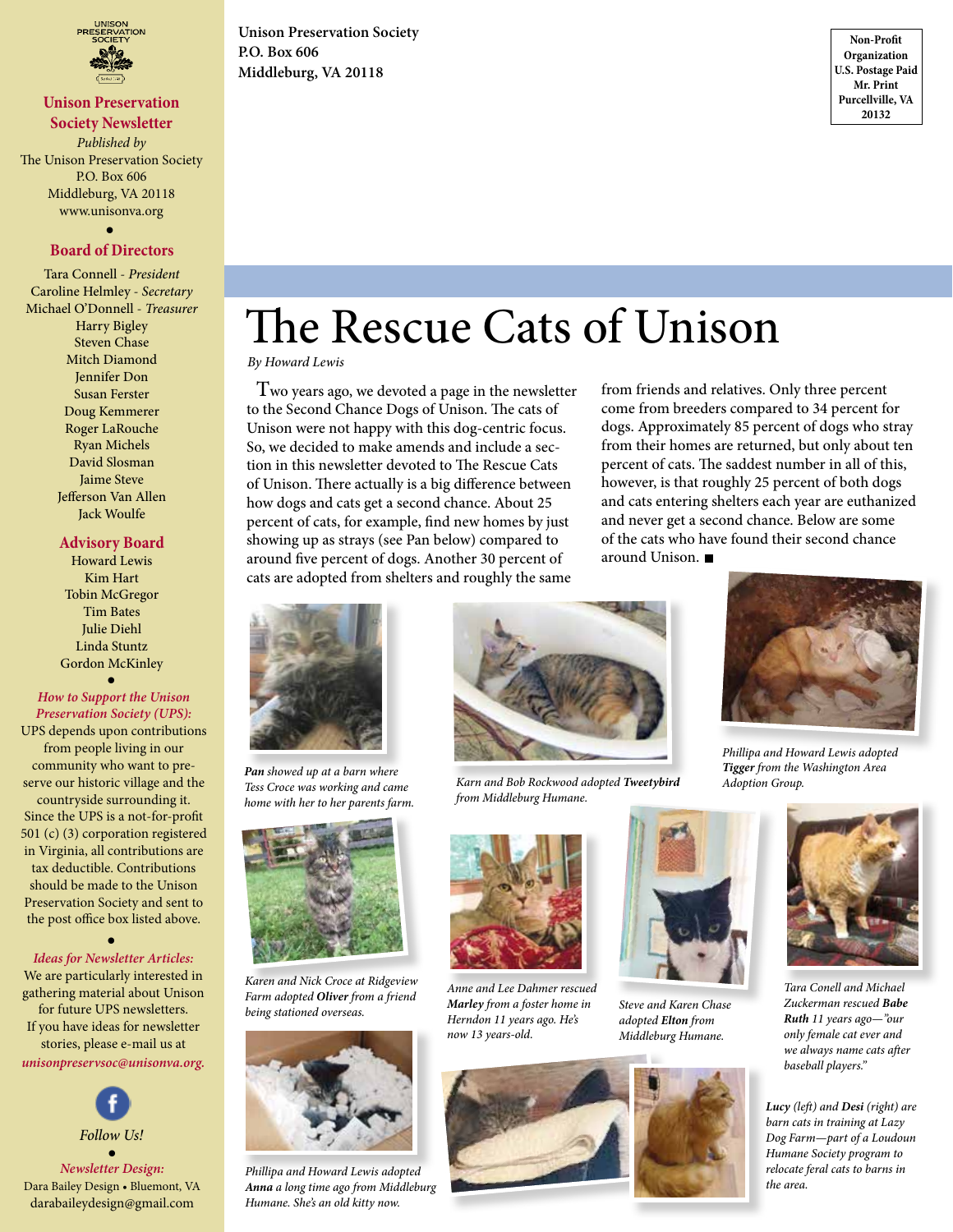UNISON PRESERVATION SOCIETY

## Unison Preservation Society Newsletter

*Published by*
The Unison Preservation Society
P.O. Box 606
Middleburg, VA 20118
www.unisonva.org

### Board of Directors

Tara Connell - *President*
Caroline Helmley - *Secretary*
Michael O'Donnell - *Treasurer*
Harry Bigley
Steven Chase
Mitch Diamond
Jennifer Don
Susan Ferster
Doug Kemmerer
Roger LaRouche
Ryan Michels
David Slosman
Jaime Steve
Jefferson Van Allen
Jack Woulfe

### Advisory Board

Howard Lewis
Kim Hart
Tobin McGregor
Tim Bates
Julie Diehl
Linda Stuntz
Gordon McKinley

*How to Support the Unison Preservation Society (UPS):*
UPS depends upon contributions from people living in our community who want to preserve our historic village and the countryside surrounding it. Since the UPS is a not-for-profit 501 (c) (3) corporation registered in Virginia, all contributions are tax deductible. Contributions should be made to the Unison Preservation Society and sent to the post office box listed above.

*Ideas for Newsletter Articles:*
We are particularly interested in gathering material about Unison for future UPS newsletters. If you have ideas for newsletter stories, please e-mail us at *unisonpreservsoc@unisonva.org.*

*Follow Us!*

*Newsletter Design:*
Dara Bailey Design • Bluemont, VA
darabaileydesign@gmail.com

Unison Preservation Society
P.O. Box 606
Middleburg, VA 20118

Non-Profit Organization
U.S. Postage Paid
Mr. Print
Purcellville, VA 20132

# The Rescue Cats of Unison

*By Howard Lewis*

Two years ago, we devoted a page in the newsletter to the Second Chance Dogs of Unison. The cats of Unison were not happy with this dog-centric focus. So, we decided to make amends and include a section in this newsletter devoted to The Rescue Cats of Unison. There actually is a big difference between how dogs and cats get a second chance. About 25 percent of cats, for example, find new homes by just showing up as strays (see Pan below) compared to around five percent of dogs. Another 30 percent of cats are adopted from shelters and roughly the same from friends and relatives. Only three percent come from breeders compared to 34 percent for dogs. Approximately 85 percent of dogs who stray from their homes are returned, but only about ten percent of cats. The saddest number in all of this, however, is that roughly 25 percent of both dogs and cats entering shelters each year are euthanized and never get a second chance. Below are some of the cats who have found their second chance around Unison. ■

***Pan*** *showed up at a barn where Tess Croce was working and came home with her to her parents farm.*

*Karn and Bob Rockwood adopted* ***Tweetybird*** *from Middleburg Humane.*

*Phillipa and Howard Lewis adopted* ***Tigger*** *from the Washington Area Adoption Group.*

*Karen and Nick Croce at Ridgeview Farm adopted* ***Oliver*** *from a friend being stationed overseas.*

*Anne and Lee Dahmer rescued* ***Marley*** *from a foster home in Herndon 11 years ago. He's now 13 years-old.*

*Steve and Karen Chase adopted* ***Elton*** *from Middleburg Humane.*

*Tara Conell and Michael Zuckerman rescued* ***Babe Ruth*** *11 years ago—"our only female cat ever and we always name cats after baseball players."*

*Phillipa and Howard Lewis adopted* ***Anna*** *a long time ago from Middleburg Humane. She's an old kitty now.*

***Lucy*** *(left) and* ***Desi*** *(right) are barn cats in training at Lazy Dog Farm—part of a Loudoun Humane Society program to relocate feral cats to barns in the area.*